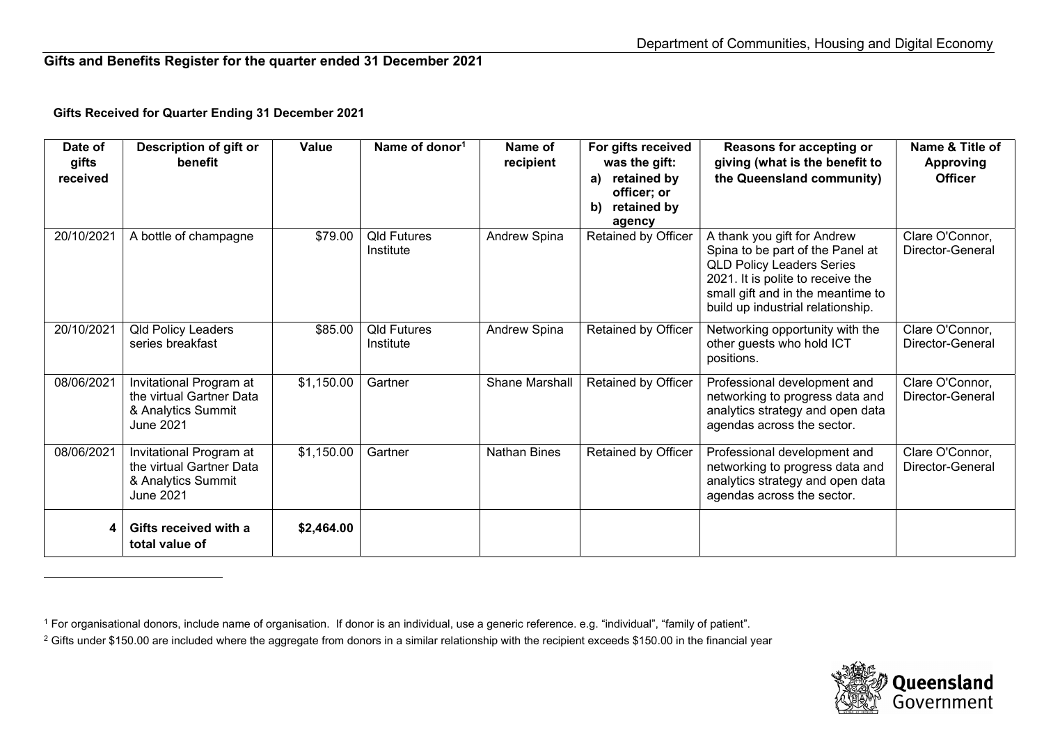Department of Communities, Housing and Digital Economy

## Gifts and Benefits Register for the quarter ended 31 December 2021

### Gifts Received for Quarter Ending 31 December 2021

| Date of gifts received | Description of gift or benefit | Value | Name of donor[1] | Name of recipient | For gifts received was the gift: a) retained by officer; or b) retained by agency | Reasons for accepting or giving (what is the benefit to the Queensland community) | Name & Title of Approving Officer |
|---|---|---|---|---|---|---|---|
| 20/10/2021 | A bottle of champagne | $79.00 | Qld Futures Institute | Andrew Spina | Retained by Officer | A thank you gift for Andrew Spina to be part of the Panel at QLD Policy Leaders Series 2021. It is polite to receive the small gift and in the meantime to build up industrial relationship. | Clare O'Connor, Director-General |
| 20/10/2021 | Qld Policy Leaders series breakfast | $85.00 | Qld Futures Institute | Andrew Spina | Retained by Officer | Networking opportunity with the other guests who hold ICT positions. | Clare O'Connor, Director-General |
| 08/06/2021 | Invitational Program at the virtual Gartner Data & Analytics Summit June 2021 | $1,150.00 | Gartner | Shane Marshall | Retained by Officer | Professional development and networking to progress data and analytics strategy and open data agendas across the sector. | Clare O'Connor, Director-General |
| 08/06/2021 | Invitational Program at the virtual Gartner Data & Analytics Summit June 2021 | $1,150.00 | Gartner | Nathan Bines | Retained by Officer | Professional development and networking to progress data and analytics strategy and open data agendas across the sector. | Clare O'Connor, Director-General |
| 4 | **Gifts received with a total value of** | **$2,464.00** | | | | | |

[1] For organisational donors, include name of organisation. If donor is an individual, use a generic reference. e.g. "individual", "family of patient".

[2] Gifts under $150.00 are included where the aggregate from donors in a similar relationship with the recipient exceeds $150.00 in the financial year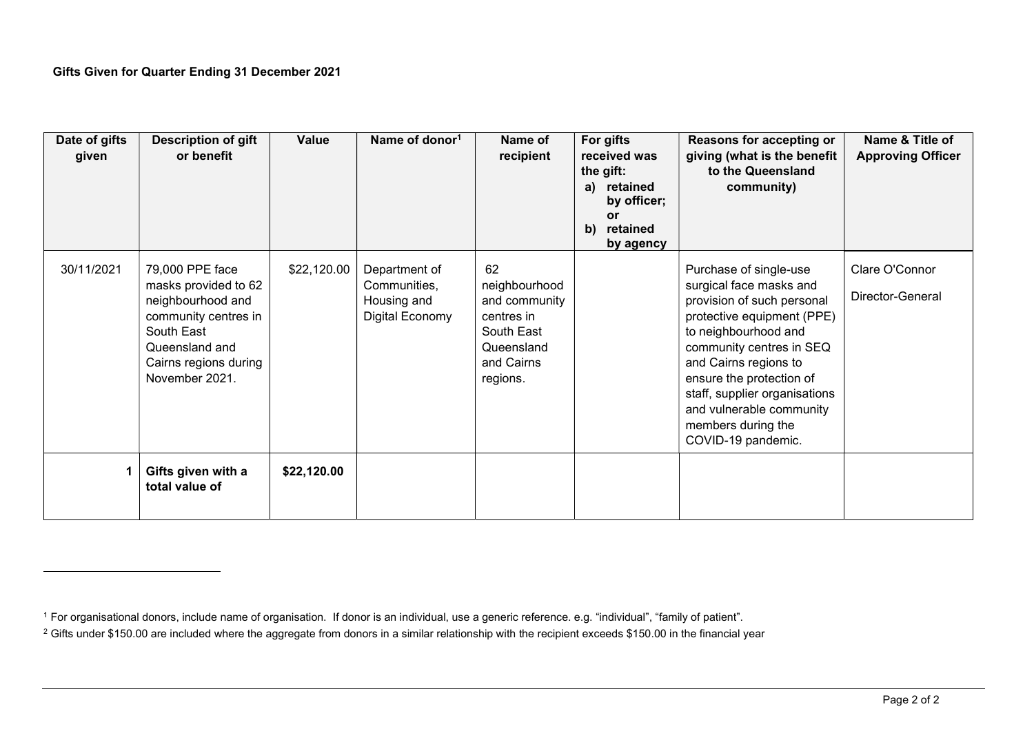**Gifts Given for Quarter Ending 31 December 2021**

| Date of gifts given | Description of gift or benefit | Value | Name of donor[1] | Name of recipient | For gifts received was the gift: a) retained by officer; or b) retained by agency | Reasons for accepting or giving (what is the benefit to the Queensland community) | Name & Title of Approving Officer |
|---|---|---|---|---|---|---|---|
| 30/11/2021 | 79,000 PPE face masks provided to 62 neighbourhood and community centres in South East Queensland and Cairns regions during November 2021. | $22,120.00 | Department of Communities, Housing and Digital Economy | 62 neighbourhood and community centres in South East Queensland and Cairns regions. | | Purchase of single-use surgical face masks and provision of such personal protective equipment (PPE) to neighbourhood and community centres in SEQ and Cairns regions to ensure the protection of staff, supplier organisations and vulnerable community members during the COVID-19 pandemic. | Clare O'Connor Director-General |
| 1 | **Gifts given with a total value of** | **$22,120.00** | | | | | |

[1] For organisational donors, include name of organisation. If donor is an individual, use a generic reference. e.g. "individual", "family of patient".

[2] Gifts under $150.00 are included where the aggregate from donors in a similar relationship with the recipient exceeds $150.00 in the financial year